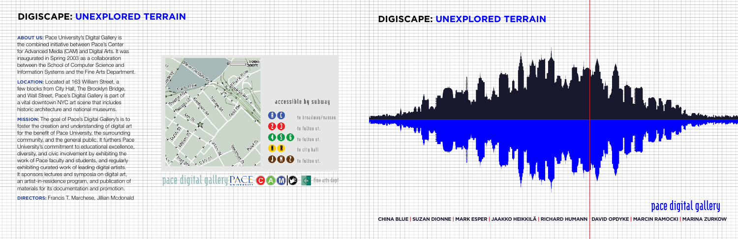## DIGISCAPE: UNEXPLORED TERRAIN

**ABOUT US:** Pace University's Digital Gallery is the combined initiative between Pace's Center for Advanced Media (CAM) and Digital Arts. It was inaugurated in Spring 2003 as a collaboration between the School of Computer Science and Information Systems and the Fine Arts Department.

**LOCATION:** Located at 163 William Street, a few blocks from City Hall, The Brooklyn Bridge, and Wall Street, Pace's Digital Gallery is part of a vital downtown NYC art scene that includes historic architecture and national museums.

**MISSION:** The goal of Pace's Digital Gallery's is to foster the creation and understanding of digital art for the benefit of Pace University, the surrounding community, and the general public. It furthers Pace University's commitment to educational excellence, diversity, and civic involvement by exhibiting the work of Pace faculty and students, and regularly exhibiting curated work of leading digital artists. It sponsors lectures and symposia on digital art, an artist-in-residence program, and publication of materials for its documentation and promotion.

**DIRECTORS:** Francis T. Marchese, Jillian Mcdonald

accessible by subway

- A C to broadway/nassau
- 2 3 to fulton st.
- 4 5 6 to fulton st.
- N R to city hall
- J M Z to fulton st.

pace digital gallery PACE UNIVERSITY CAM fine arts dept

## DIGISCAPE: UNEXPLORED TERRAIN

pace digital gallery

CHINA BLUE | SUZAN DIONNE | MARK ESPER | JAAKKO HEIKKILÄ | RICHARD HUMANN | DAVID OPDYKE | MARCIN RAMOCKI | MARINA ZURKOW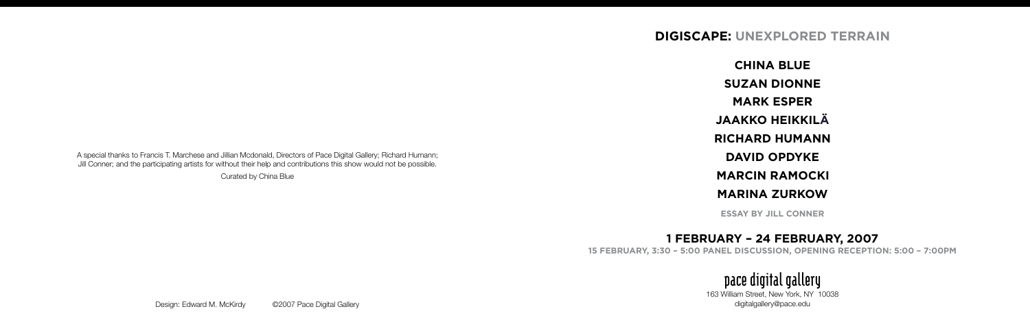A special thanks to Francis T. Marchese and Jillian Mcdonald, Directors of Pace Digital Gallery; Richard Humann; Jill Conner; and the participating artists for without their help and contributions this show would not be possible.

Curated by China Blue

Design: Edward M. McKirdy ©2007 Pace Digital Gallery

# DIGISCAPE: UNEXPLORED TERRAIN

**CHINA BLUE**

**SUZAN DIONNE**

**MARK ESPER**

**JAAKKO HEIKKILÄ**

**RICHARD HUMANN**

**DAVID OPDYKE**

**MARCIN RAMOCKI**

**MARINA ZURKOW**

**ESSAY BY JILL CONNER**

## 1 FEBRUARY – 24 FEBRUARY, 2007

**15 FEBRUARY, 3:30 – 5:00 PANEL DISCUSSION, OPENING RECEPTION: 5:00 – 7:00PM**

pace digital gallery

163 William Street, New York, NY 10038
digitalgallery@pace.edu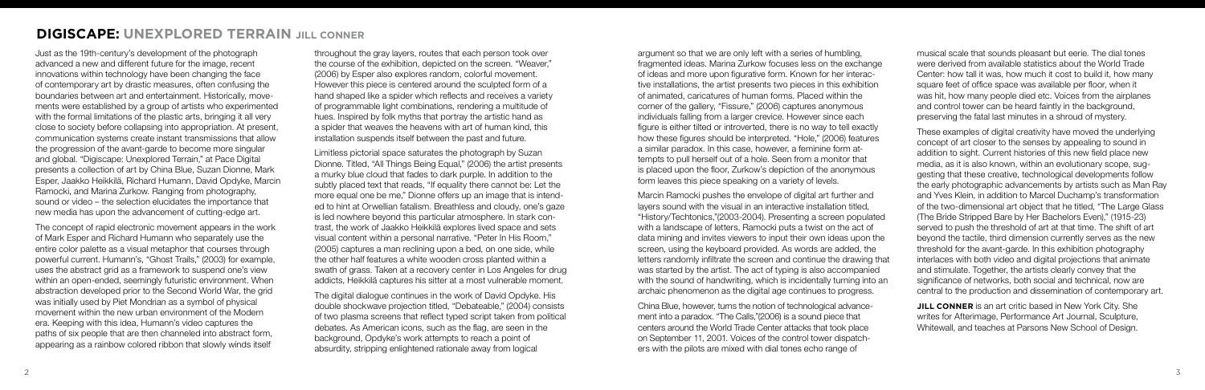# DIGISCAPE: UNEXPLORED TERRAIN JILL CONNER

Just as the 19th-century's development of the photograph advanced a new and different future for the image, recent innovations within technology have been changing the face of contemporary art by drastic measures, often confusing the boundaries between art and entertainment. Historically, movements were established by a group of artists who experimented with the formal limitations of the plastic arts, bringing it all very close to society before collapsing into appropriation. At present, communication systems create instant transmissions that allow the progression of the avant-garde to become more singular and global. "Digiscape: Unexplored Terrain," at Pace Digital presents a collection of art by China Blue, Suzan Dionne, Mark Esper, Jaakko Heikkilä, Richard Humann, David Opdyke, Marcin Ramocki, and Marina Zurkow. Ranging from photography, sound or video – the selection elucidates the importance that new media has upon the advancement of cutting-edge art.

The concept of rapid electronic movement appears in the work of Mark Esper and Richard Humann who separately use the entire color palette as a visual metaphor that courses through powerful current. Humann's, "Ghost Trails," (2003) for example, uses the abstract grid as a framework to suspend one's view within an open-ended, seemingly futuristic environment. When abstraction developed prior to the Second World War, the grid was initially used by Piet Mondrian as a symbol of physical movement within the new urban environment of the Modern era. Keeping with this idea, Humann's video captures the paths of six people that are then channeled into abstract form, appearing as a rainbow colored ribbon that slowly winds itself throughout the gray layers, routes that each person took over the course of the exhibition, depicted on the screen. "Weaver," (2006) by Esper also explores random, colorful movement. However this piece is centered around the sculpted form of a hand shaped like a spider which reflects and receives a variety of programmable light combinations, rendering a multitude of hues. Inspired by folk myths that portray the artistic hand as a spider that weaves the heavens with art of human kind, this installation suspends itself between the past and future.

Limitless pictorial space saturates the photograph by Suzan Dionne. Titled, "All Things Being Equal," (2006) the artist presents a murky blue cloud that fades to dark purple. In addition to the subtly placed text that reads, "If equality there cannot be: Let the more equal one be me," Dionne offers up an image that is intended to hint at Orwellian fatalism. Breathless and cloudy, one's gaze is led nowhere beyond this particular atmosphere. In stark contrast, the work of Jaakko Heikkilä explores lived space and sets visual content within a personal narrative. "Peter In His Room," (2005) captures a man reclining upon a bed, on one side, while the other half features a white wooden cross planted within a swath of grass. Taken at a recovery center in Los Angeles for drug addicts, Heikkilä captures his sitter at a most vulnerable moment.

The digital dialogue continues in the work of David Opdyke. His double shockwave projection titled, "Debateable," (2004) consists of two plasma screens that reflect typed script taken from political debates. As American icons, such as the flag, are seen in the background, Opdyke's work attempts to reach a point of absurdity, stripping enlightened rationale away from logical argument so that we are only left with a series of humbling, fragmented ideas. Marina Zurkow focuses less on the exchange of ideas and more upon figurative form. Known for her interactive installations, the artist presents two pieces in this exhibition of animated, caricatures of human forms. Placed within the corner of the gallery, "Fissure," (2006) captures anonymous individuals falling from a larger crevice. However since each figure is either tilted or introverted, there is no way to tell exactly how these figures should be interpreted. "Hole," (2006) features a similar paradox. In this case, however, a feminine form attempts to pull herself out of a hole. Seen from a monitor that is placed upon the floor, Zurkow's depiction of the anonymous form leaves this piece speaking on a variety of levels.

Marcin Ramocki pushes the envelope of digital art further and layers sound with the visual in an interactive installation titled, "History/Techtonics,"(2003-2004). Presenting a screen populated with a landscape of letters, Ramocki puts a twist on the act of data mining and invites viewers to input their own ideas upon the screen, using the keyboard provided. As words are added, the letters randomly infiltrate the screen and continue the drawing that was started by the artist. The act of typing is also accompanied with the sound of handwriting, which is incidentally turning into an archaic phenomenon as the digital age continues to progress.

China Blue, however, turns the notion of technological advancement into a paradox. "The Calls,"(2006) is a sound piece that centers around the World Trade Center attacks that took place on September 11, 2001. Voices of the control tower dispatchers with the pilots are mixed with dial tones echo range of musical scale that sounds pleasant but eerie. The dial tones were derived from available statistics about the World Trade Center: how tall it was, how much it cost to build it, how many square feet of office space was available per floor, when it was hit, how many people died etc. Voices from the airplanes and control tower can be heard faintly in the background, preserving the fatal last minutes in a shroud of mystery.

These examples of digital creativity have moved the underlying concept of art closer to the senses by appealing to sound in addition to sight. Current histories of this new field place new media, as it is also known, within an evolutionary scope, suggesting that these creative, technological developments follow the early photographic advancements by artists such as Man Ray and Yves Klein, in addition to Marcel Duchamp's transformation of the two-dimensional art object that he titled, "The Large Glass (The Bride Stripped Bare by Her Bachelors Even)," (1915-23) served to push the threshold of art at that time. The shift of art beyond the tactile, third dimension currently serves as the new threshold for the avant-garde. In this exhibition photography interlaces with both video and digital projections that animate and stimulate. Together, the artists clearly convey that the significance of networks, both social and technical, now are central to the production and dissemination of contemporary art.

**JILL CONNER** is an art critic based in New York City. She writes for Afterimage, Performance Art Journal, Sculpture, Whitewall, and teaches at Parsons New School of Design.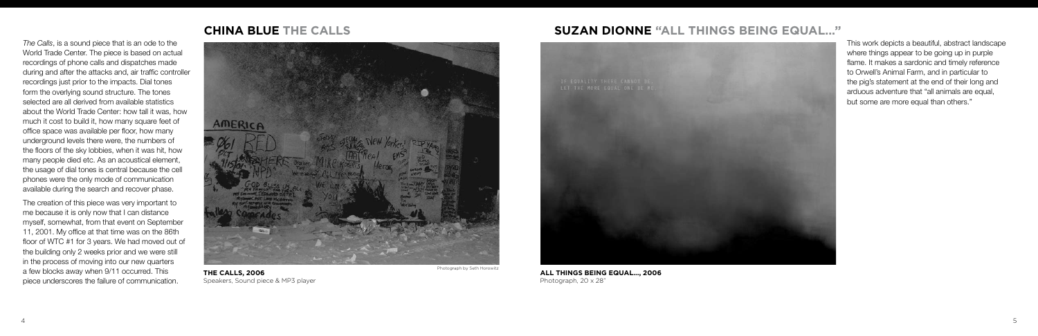## CHINA BLUE THE CALLS

*The Calls*, is a sound piece that is an ode to the World Trade Center. The piece is based on actual recordings of phone calls and dispatches made during and after the attacks and, air traffic controller recordings just prior to the impacts. Dial tones form the overlying sound structure. The tones selected are all derived from available statistics about the World Trade Center: how tall it was, how much it cost to build it, how many square feet of office space was available per floor, how many underground levels there were, the numbers of the floors of the sky lobbies, when it was hit, how many people died etc. As an acoustical element, the usage of dial tones is central because the cell phones were the only mode of communication available during the search and recover phase.

The creation of this piece was very important to me because it is only now that I can distance myself, somewhat, from that event on September 11, 2001. My office at that time was on the 86th floor of WTC #1 for 3 years. We had moved out of the building only 2 weeks prior and we were still in the process of moving into our new quarters a few blocks away when 9/11 occurred. This piece underscores the failure of communication.

Photograph by Seth Horowitz

**THE CALLS, 2006**
Speakers, Sound piece & MP3 player

## SUZAN DIONNE "ALL THINGS BEING EQUAL..."

**ALL THINGS BEING EQUAL..., 2006**
Photograph, 20 x 28"

This work depicts a beautiful, abstract landscape where things appear to be going up in purple flame. It makes a sardonic and timely reference to Orwell's Animal Farm, and in particular to the pig's statement at the end of their long and arduous adventure that "all animals are equal, but some are more equal than others."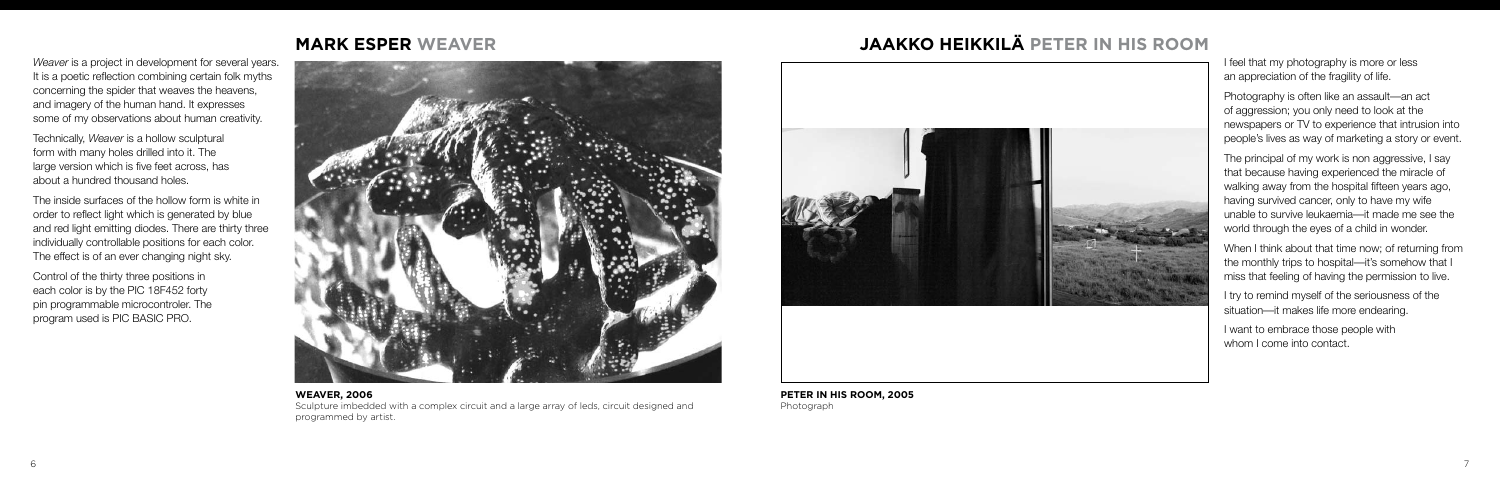## MARK ESPER WEAVER

*Weaver* is a project in development for several years. It is a poetic reflection combining certain folk myths concerning the spider that weaves the heavens, and imagery of the human hand. It expresses some of my observations about human creativity.

Technically, *Weaver* is a hollow sculptural form with many holes drilled into it. The large version which is five feet across, has about a hundred thousand holes.

The inside surfaces of the hollow form is white in order to reflect light which is generated by blue and red light emitting diodes. There are thirty three individually controllable positions for each color. The effect is of an ever changing night sky.

Control of the thirty three positions in each color is by the PIC 18F452 forty pin programmable microcontroler. The program used is PIC BASIC PRO.

**WEAVER, 2006**
Sculpture imbedded with a complex circuit and a large array of leds, circuit designed and programmed by artist.

## JAAKKO HEIKKILÄ PETER IN HIS ROOM

**PETER IN HIS ROOM, 2005**
Photograph

I feel that my photography is more or less an appreciation of the fragility of life.

Photography is often like an assault—an act of aggression; you only need to look at the newspapers or TV to experience that intrusion into people's lives as way of marketing a story or event.

The principal of my work is non aggressive, I say that because having experienced the miracle of walking away from the hospital fifteen years ago, having survived cancer, only to have my wife unable to survive leukaemia—it made me see the world through the eyes of a child in wonder.

When I think about that time now; of returning from the monthly trips to hospital—it's somehow that I miss that feeling of having the permission to live.

I try to remind myself of the seriousness of the situation—it makes life more endearing.

I want to embrace those people with whom I come into contact.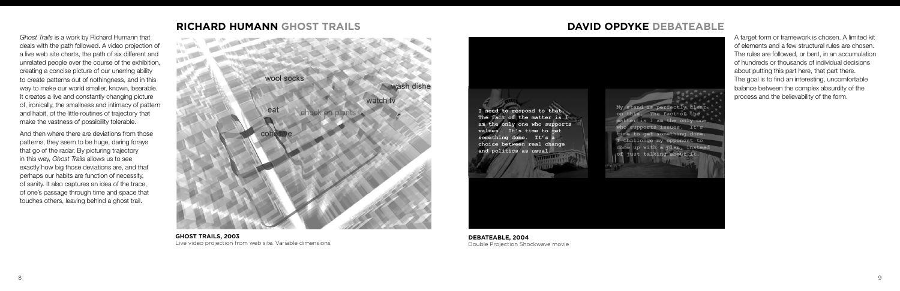## RICHARD HUMANN GHOST TRAILS

*Ghost Trails* is a work by Richard Humann that deals with the path followed. A video projection of a live web site charts, the path of six different and unrelated people over the course of the exhibition, creating a concise picture of our unerring ability to create patterns out of nothingness, and in this way to make our world smaller, known, bearable. It creates a live and constantly changing picture of, ironically, the smallness and intimacy of pattern and habit, of the little routines of trajectory that make the vastness of possibility tolerable.

And then where there are deviations from those patterns, they seem to be huge, daring forays that go of the radar. By picturing trajectory in this way, *Ghost Trails* allows us to see exactly how big those deviations are, and that perhaps our habits are function of necessity, of sanity. It also captures an idea of the trace, of one's passage through time and space that touches others, leaving behind a ghost trail.

**GHOST TRAILS, 2003**
Live video projection from web site. Variable dimensions.

## DAVID OPDYKE DEBATEABLE

A target form or framework is chosen. A limited kit of elements and a few structural rules are chosen. The rules are followed, or bent, in an accumulation of hundreds or thousands of individual decisions about putting this part here, that part there. The goal is to find an interesting, uncomfortable balance between the complex absurdity of the process and the believability of the form.

**DEBATEABLE, 2004**
Double Projection Shockwave movie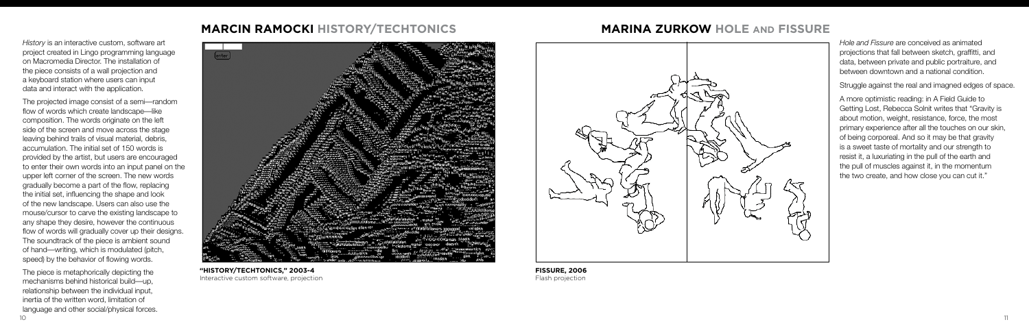## MARCIN RAMOCKI HISTORY/TECHTONICS

*History* is an interactive custom, software art project created in Lingo programming language on Macromedia Director. The installation of the piece consists of a wall projection and a keyboard station where users can input data and interact with the application.

The projected image consist of a semi—random flow of words which create landscape—like composition. The words originate on the left side of the screen and move across the stage leaving behind trails of visual material, debris, accumulation. The initial set of 150 words is provided by the artist, but users are encouraged to enter their own words into an input panel on the upper left corner of the screen. The new words gradually become a part of the flow, replacing the initial set, influencing the shape and look of the new landscape. Users can also use the mouse/cursor to carve the existing landscape to any shape they desire, however the continuous flow of words will gradually cover up their designs. The soundtrack of the piece is ambient sound of hand—writing, which is modulated (pitch, speed) by the behavior of flowing words.

The piece is metaphorically depicting the mechanisms behind historical build—up, relationship between the individual input, inertia of the written word, limitation of language and other social/physical forces.

**"HISTORY/TECHTONICS," 2003-4**
Interactive custom software, projection

## MARINA ZURKOW HOLE AND FISSURE

**FISSURE, 2006**
Flash projection

*Hole and Fissure* are conceived as animated projections that fall between sketch, graffitti, and data, between private and public portraiture, and between downtown and a national condition.

Struggle against the real and imagned edges of space.

A more optimistic reading: in A Field Guide to Getting Lost, Rebecca Solnit writes that "Gravity is about motion, weight, resistance, force, the most primary experience after all the touches on our skin, of being corporeal. And so it may be that gravity is a sweet taste of mortality and our strength to resist it, a luxuriating in the pull of the earth and the pull of muscles against it, in the momentum the two create, and how close you can cut it."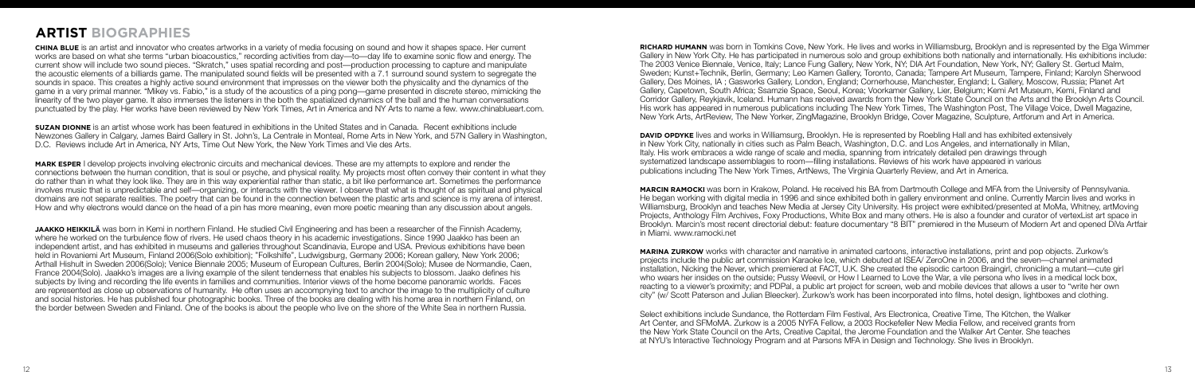# ARTIST BIOGRAPHIES

**CHINA BLUE** is an artist and innovator who creates artworks in a variety of media focusing on sound and how it shapes space. Her current works are based on what she terms "urban bioacoustics," recording activities from day—to—day life to examine sonic flow and energy. The current show will include two sound pieces. "Skratch," uses spatial recording and post—production processing to capture and manipulate the acoustic elements of a billiards game. The manipulated sound fields will be presented with a 7.1 surround sound system to segregate the sounds in space. This creates a highly active sound environment that impresses on the viewer both the physicality and the dynamics of the game in a very primal manner. "Mikey vs. Fabio," is a study of the acoustics of a ping pong—game presented in discrete stereo, mimicking the linearity of the two player game. It also immerses the listeners in the both the spatialized dynamics of the ball and the human conversations punctuated by the play. Her works have been reviewed by New York Times, Art in America and NY Arts to name a few. www.chinablueart.com.

**SUZAN DIONNE** is an artist whose work has been featured in exhibitions in the United States and in Canada. Recent exhibitions include Newzones Gallery in Calgary, James Baird Gallery in St. John's, La Centrale in Monteal, Rome Arts in New York, and 57N Gallery in Washington, D.C. Reviews include Art in America, NY Arts, Time Out New York, the New York Times and Vie des Arts.

**MARK ESPER** I develop projects involving electronic circuits and mechanical devices. These are my attempts to explore and render the connections between the human condition, that is soul or psyche, and physical reality. My projects most often convey their content in what they do rather than in what they look like. They are in this way experiential rather than static, a bit like performance art. Sometimes the performance involves music that is unpredictable and self—organizing, or interacts with the viewer. I observe that what is thought of as spiritual and physical domains are not separate realities. The poetry that can be found in the connection between the plastic arts and science is my arena of interest. How and why electrons would dance on the head of a pin has more meaning, even more poetic meaning than any discussion about angels.

**JAAKKO HEIKKILÄ** was born in Kemi in northern Finland. He studied Civil Engineering and has been a researcher of the Finnish Academy, where he worked on the turbulence flow of rivers. He used chaos theory in his academic investigations. Since 1990 Jaakko has been an independent artist, and has exhibited in museums and galleries throughout Scandinavia, Europe and USA. Previous exhibitions have been held in Rovaniemi Art Museum, Finland 2006(Solo exhibition); "Folkshilfe", Ludwigsburg, Germany 2006; Korean gallery, New York 2006; Arthall Hishult in Sweden 2006(Solo); Venice Biennale 2005; Museum of European Cultures, Berlin 2004(Solo); Musee de Normandie, Caen, France 2004(Solo). Jaakko's images are a living example of the silent tenderness that enables his subjects to blossom. Jaako defines his subjects by living and recording the life events in families and communities. Interior views of the home become panoramic worlds. Faces are represented as close up observations of humanity. He often uses an accompnying text to anchor the image to the multiplicity of culture and social histories. He has published four photographic books. Three of the books are dealing with his home area in northern Finland, on the border between Sweden and Finland. One of the books is about the people who live on the shore of the White Sea in northern Russia.

**RICHARD HUMANN** was born in Tomkins Cove, New York. He lives and works in Williamsburg, Brooklyn and is represented by the Elga Wimmer Gallery in New York City. He has participated in numerous solo and group exhibitions both nationally and internationally. His exhibitions include: The 2003 Venice Biennale, Venice, Italy; Lance Fung Gallery, New York, NY; DIA Art Foundation, New York, NY; Gallery St. Gertud Malm, Sweden; Kunst+Technik, Berlin, Germany; Leo Kamen Gallery, Toronto, Canada; Tampere Art Museum, Tampere, Finland; Karolyn Sherwood Gallery, Des Moines, IA ; Gasworks Gallery, London, England; Cornerhouse, Manchester, England; L Gallery, Moscow, Russia; Planet Art Gallery, Capetown, South Africa; Ssamzie Space, Seoul, Korea; Voorkamer Gallery, Lier, Belgium; Kemi Art Museum, Kemi, Finland and Corridor Gallery, Reykjavik, Iceland. Humann has received awards from the New York State Council on the Arts and the Brooklyn Arts Council. His work has appeared in numerous publications including The New York Times, The Washington Post, The Village Voice, Dwell Magazine, New York Arts, ArtReview, The New Yorker, ZingMagazine, Brooklyn Bridge, Cover Magazine, Sculpture, Artforum and Art in America.

**DAVID OPDYKE** lives and works in Williamsburg, Brooklyn. He is represented by Roebling Hall and has exhibited extensively in New York City, nationally in cities such as Palm Beach, Washington, D.C. and Los Angeles, and internationally in Milan, Italy. His work embraces a wide range of scale and media, spanning from intricately detailed pen drawings through systematized landscape assemblages to room—filling installations. Reviews of his work have appeared in various publications including The New York Times, ArtNews, The Virginia Quarterly Review, and Art in America.

**MARCIN RAMOCKI** was born in Krakow, Poland. He received his BA from Dartmouth College and MFA from the University of Pennsylvania. He began working with digital media in 1996 and since exhibited both in gallery environment and online. Currently Marcin lives and works in Williamsburg, Brooklyn and teaches New Media at Jersey City University. His project were exhibited/presented at MoMa, Whitney, artMoving Projects, Anthology Film Archives, Foxy Productions, White Box and many others. He is also a founder and curator of vertexList art space in Brooklyn. Marcin's most recent directorial debut: feature documentary "8 BIT" premiered in the Museum of Modern Art and opened DiVa Artfair in Miami. www.ramocki.net

**MARINA ZURKOW** works with character and narrative in animated cartoons, interactive installations, print and pop objects. Zurkow's projects include the public art commission Karaoke Ice, which debuted at ISEA/ ZeroOne in 2006, and the seven—channel animated installation, Nicking the Never, which premiered at FACT, U.K. She created the episodic cartoon Braingirl, chronicling a mutant—cute girl who wears her insides on the outside; Pussy Weevil, or How I Learned to Love the War, a vile persona who lives in a medical lock box, reacting to a viewer's proximity; and PDPal, a public art project for screen, web and mobile devices that allows a user to "write her own city" (w/ Scott Paterson and Julian Bleecker). Zurkow's work has been incorporated into films, hotel design, lightboxes and clothing.

Select exhibitions include Sundance, the Rotterdam Film Festival, Ars Electronica, Creative Time, The Kitchen, the Walker Art Center, and SFMoMA. Zurkow is a 2005 NYFA Fellow, a 2003 Rockefeller New Media Fellow, and received grants from the New York State Council on the Arts, Creative Capital, the Jerome Foundation and the Walker Art Center. She teaches at NYU's Interactive Technology Program and at Parsons MFA in Design and Technology. She lives in Brooklyn.